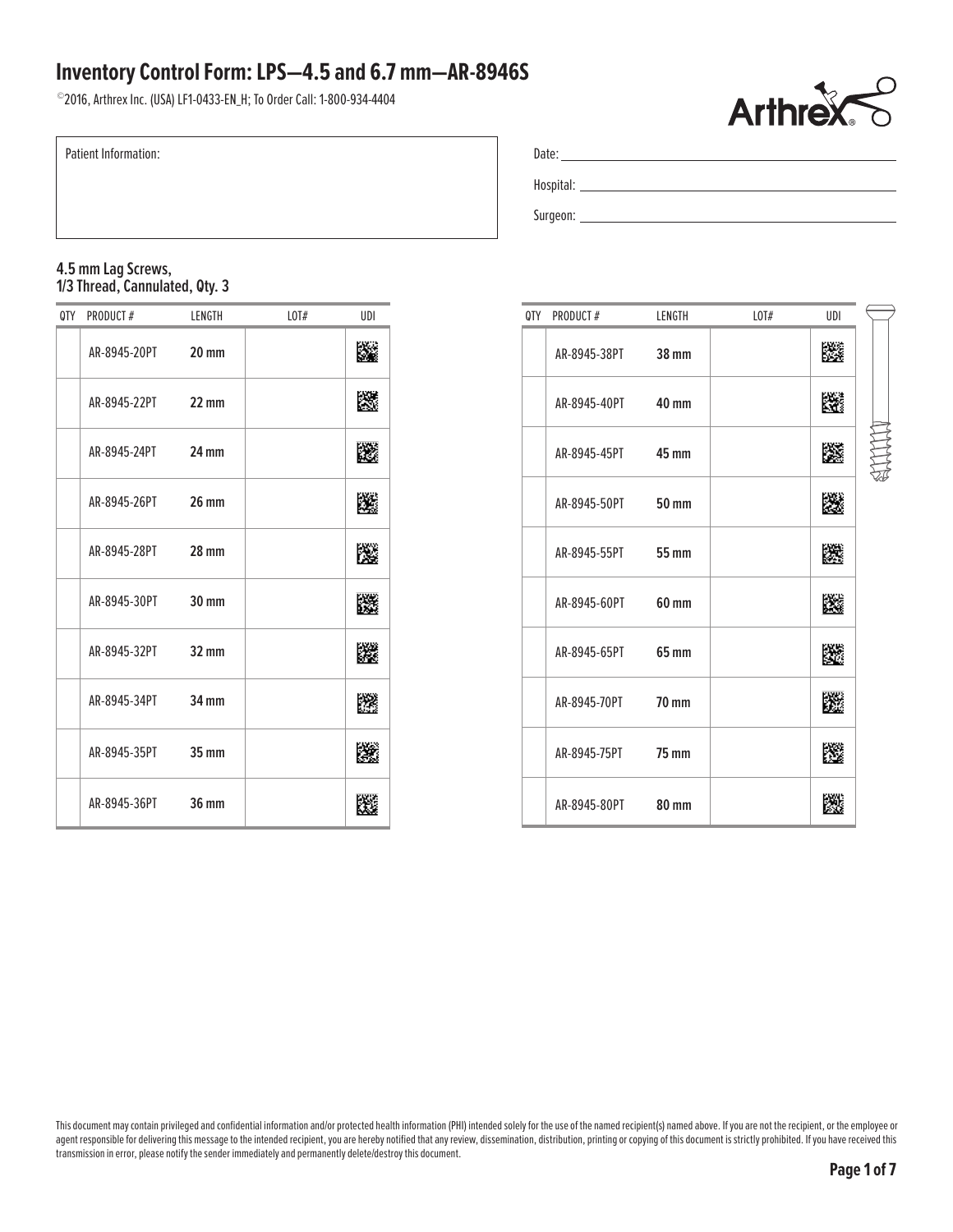# Inventory Control Form: LPS—4.5 and 6.7 mm—AR-8946S

©2016, Arthrex Inc. (USA) LF1-0433-EN_H; To Order Call: 1-800-934-4404

Patient Information:

Date: ______________________

Hospital: ______________________

Surgeon: ______________________

### 4.5 mm Lag Screws, 1/3 Thread, Cannulated, Qty. 3

| QTY | PRODUCT # | LENGTH | LOT# | UDI |
|---|---|---|---|---|
| | AR-8945-20PT | **20 mm** | | |
| | AR-8945-22PT | **22 mm** | | |
| | AR-8945-24PT | **24 mm** | | |
| | AR-8945-26PT | **26 mm** | | |
| | AR-8945-28PT | **28 mm** | | |
| | AR-8945-30PT | **30 mm** | | |
| | AR-8945-32PT | **32 mm** | | |
| | AR-8945-34PT | **34 mm** | | |
| | AR-8945-35PT | **35 mm** | | |
| | AR-8945-36PT | **36 mm** | | |
| | AR-8945-38PT | **38 mm** | | |
| | AR-8945-40PT | **40 mm** | | |
| | AR-8945-45PT | **45 mm** | | |
| | AR-8945-50PT | **50 mm** | | |
| | AR-8945-55PT | **55 mm** | | |
| | AR-8945-60PT | **60 mm** | | |
| | AR-8945-65PT | **65 mm** | | |
| | AR-8945-70PT | **70 mm** | | |
| | AR-8945-75PT | **75 mm** | | |
| | AR-8945-80PT | **80 mm** | | |

This document may contain privileged and confidential information and/or protected health information (PHI) intended solely for the use of the named recipient(s) named above. If you are not the recipient, or the employee or agent responsible for delivering this message to the intended recipient, you are hereby notified that any review, dissemination, distribution, printing or copying of this document is strictly prohibited. If you have received this transmission in error, please notify the sender immediately and permanently delete/destroy this document.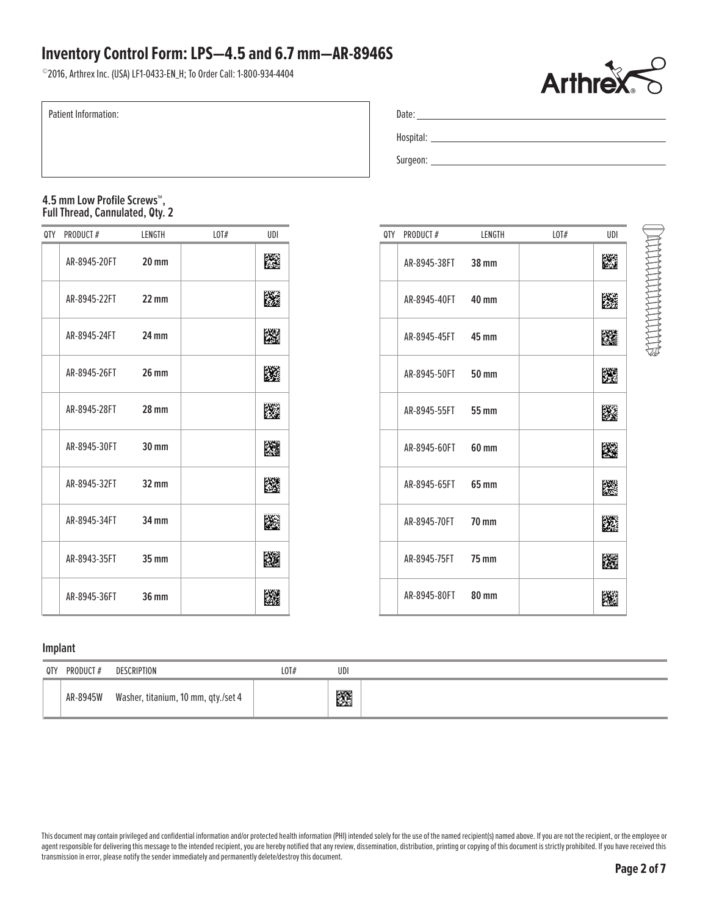# Inventory Control Form: LPS—4.5 and 6.7 mm—AR-8946S

©2016, Arthrex Inc. (USA) LF1-0433-EN_H; To Order Call: 1-800-934-4404

Patient Information:

Date: ______________________

Hospital: ______________________

Surgeon: ______________________

### 4.5 mm Low Profile Screws™, Full Thread, Cannulated, Qty. 2

| QTY | PRODUCT # | LENGTH | LOT# | UDI |
|---|---|---|---|---|
| | AR-8945-20FT | **20 mm** | | |
| | AR-8945-22FT | **22 mm** | | |
| | AR-8945-24FT | **24 mm** | | |
| | AR-8945-26FT | **26 mm** | | |
| | AR-8945-28FT | **28 mm** | | |
| | AR-8945-30FT | **30 mm** | | |
| | AR-8945-32FT | **32 mm** | | |
| | AR-8945-34FT | **34 mm** | | |
| | AR-8943-35FT | **35 mm** | | |
| | AR-8945-36FT | **36 mm** | | |
| | AR-8945-38FT | **38 mm** | | |
| | AR-8945-40FT | **40 mm** | | |
| | AR-8945-45FT | **45 mm** | | |
| | AR-8945-50FT | **50 mm** | | |
| | AR-8945-55FT | **55 mm** | | |
| | AR-8945-60FT | **60 mm** | | |
| | AR-8945-65FT | **65 mm** | | |
| | AR-8945-70FT | **70 mm** | | |
| | AR-8945-75FT | **75 mm** | | |
| | AR-8945-80FT | **80 mm** | | |

### Implant

| QTY | PRODUCT # | DESCRIPTION | LOT# | UDI |
|---|---|---|---|---|
| | AR-8945W | Washer, titanium, 10 mm, qty./set 4 | | |

This document may contain privileged and confidential information and/or protected health information (PHI) intended solely for the use of the named recipient(s) named above. If you are not the recipient, or the employee or agent responsible for delivering this message to the intended recipient, you are hereby notified that any review, dissemination, distribution, printing or copying of this document is strictly prohibited. If you have received this transmission in error, please notify the sender immediately and permanently delete/destroy this document.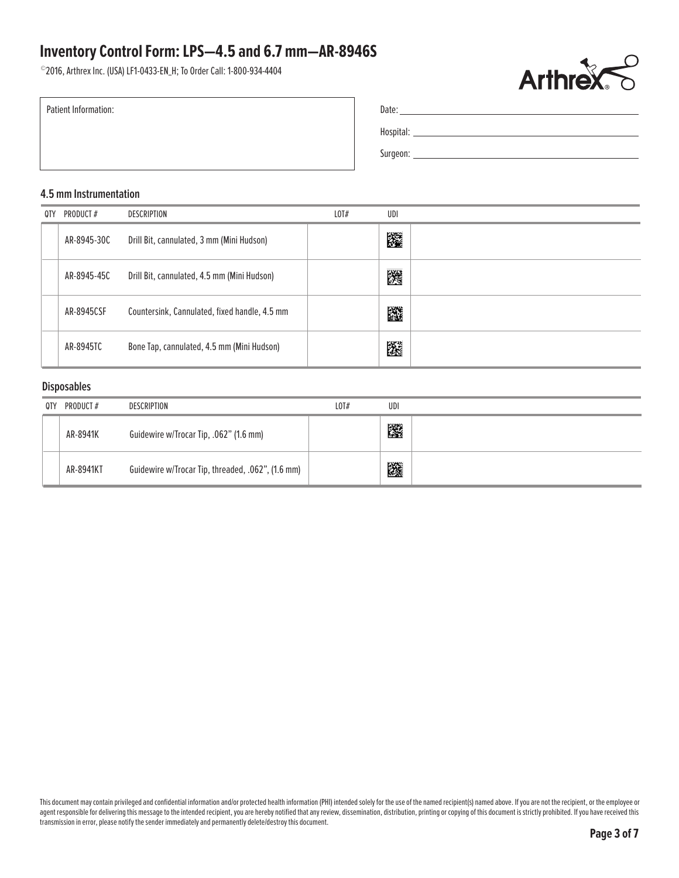# Inventory Control Form: LPS—4.5 and 6.7 mm—AR-8946S

©2016, Arthrex Inc. (USA) LF1-0433-EN_H; To Order Call: 1-800-934-4404

Patient Information:

Date: \_\_\_\_\_\_\_\_\_\_\_\_\_\_\_\_\_\_\_\_

Hospital: \_\_\_\_\_\_\_\_\_\_\_\_\_\_\_\_\_\_\_\_

Surgeon: \_\_\_\_\_\_\_\_\_\_\_\_\_\_\_\_\_\_\_\_

## 4.5 mm Instrumentation

| QTY | PRODUCT # | DESCRIPTION | LOT# | UDI |
|---|---|---|---|---|
| | AR-8945-30C | Drill Bit, cannulated, 3 mm (Mini Hudson) | | |
| | AR-8945-45C | Drill Bit, cannulated, 4.5 mm (Mini Hudson) | | |
| | AR-8945CSF | Countersink, Cannulated, fixed handle, 4.5 mm | | |
| | AR-8945TC | Bone Tap, cannulated, 4.5 mm (Mini Hudson) | | |

## Disposables

| QTY | PRODUCT # | DESCRIPTION | LOT# | UDI |
|---|---|---|---|---|
| | AR-8941K | Guidewire w/Trocar Tip, .062" (1.6 mm) | | |
| | AR-8941KT | Guidewire w/Trocar Tip, threaded, .062", (1.6 mm) | | |

This document may contain privileged and confidential information and/or protected health information (PHI) intended solely for the use of the named recipient(s) named above. If you are not the recipient, or the employee or agent responsible for delivering this message to the intended recipient, you are hereby notified that any review, dissemination, distribution, printing or copying of this document is strictly prohibited. If you have received this transmission in error, please notify the sender immediately and permanently delete/destroy this document.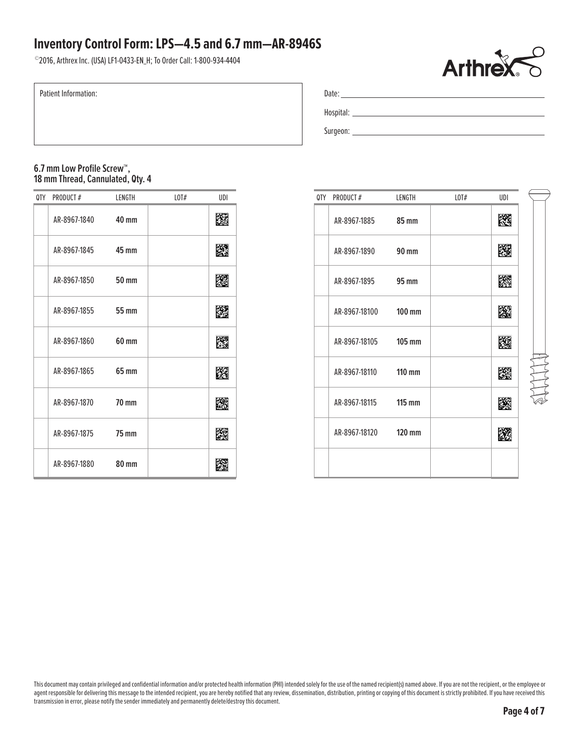# Inventory Control Form: LPS—4.5 and 6.7 mm—AR-8946S

©2016, Arthrex Inc. (USA) LF1-0433-EN_H; To Order Call: 1-800-934-4404

Patient Information:

Date: \_\_\_\_\_\_\_\_\_\_\_\_\_\_\_\_\_\_\_\_

Hospital: \_\_\_\_\_\_\_\_\_\_\_\_\_\_\_\_\_\_\_\_

Surgeon: \_\_\_\_\_\_\_\_\_\_\_\_\_\_\_\_\_\_\_\_

**6.7 mm Low Profile Screw™, 18 mm Thread, Cannulated, Qty. 4**

| QTY | PRODUCT # | LENGTH | LOT# | UDI |
|---|---|---|---|---|
| | AR-8967-1840 | **40 mm** | | |
| | AR-8967-1845 | **45 mm** | | |
| | AR-8967-1850 | **50 mm** | | |
| | AR-8967-1855 | **55 mm** | | |
| | AR-8967-1860 | **60 mm** | | |
| | AR-8967-1865 | **65 mm** | | |
| | AR-8967-1870 | **70 mm** | | |
| | AR-8967-1875 | **75 mm** | | |
| | AR-8967-1880 | **80 mm** | | |
| | AR-8967-1885 | **85 mm** | | |
| | AR-8967-1890 | **90 mm** | | |
| | AR-8967-1895 | **95 mm** | | |
| | AR-8967-18100 | **100 mm** | | |
| | AR-8967-18105 | **105 mm** | | |
| | AR-8967-18110 | **110 mm** | | |
| | AR-8967-18115 | **115 mm** | | |
| | AR-8967-18120 | **120 mm** | | |
| | | | | |

This document may contain privileged and confidential information and/or protected health information (PHI) intended solely for the use of the named recipient(s) named above. If you are not the recipient, or the employee or agent responsible for delivering this message to the intended recipient, you are hereby notified that any review, dissemination, distribution, printing or copying of this document is strictly prohibited. If you have received this transmission in error, please notify the sender immediately and permanently delete/destroy this document.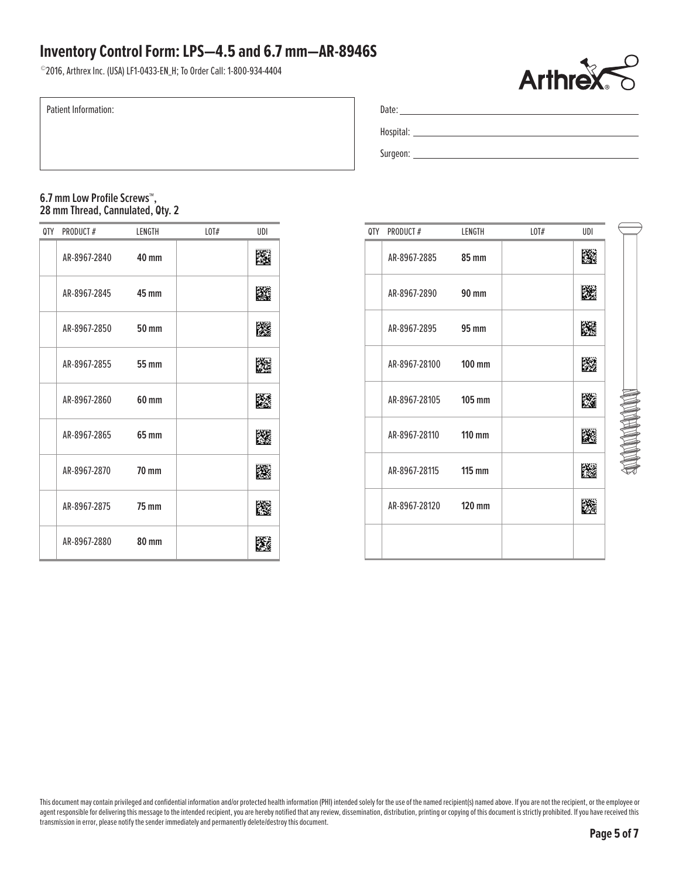# Inventory Control Form: LPS—4.5 and 6.7 mm—AR-8946S

©2016, Arthrex Inc. (USA) LF1-0433-EN_H; To Order Call: 1-800-934-4404

Patient Information:

Date: ______________________

Hospital: ______________________

Surgeon: ______________________

### 6.7 mm Low Profile Screws™, 28 mm Thread, Cannulated, Qty. 2

| QTY | PRODUCT # | LENGTH | LOT# | UDI |
|---|---|---|---|---|
| | AR-8967-2840 | **40 mm** | | |
| | AR-8967-2845 | **45 mm** | | |
| | AR-8967-2850 | **50 mm** | | |
| | AR-8967-2855 | **55 mm** | | |
| | AR-8967-2860 | **60 mm** | | |
| | AR-8967-2865 | **65 mm** | | |
| | AR-8967-2870 | **70 mm** | | |
| | AR-8967-2875 | **75 mm** | | |
| | AR-8967-2880 | **80 mm** | | |
| | AR-8967-2885 | **85 mm** | | |
| | AR-8967-2890 | **90 mm** | | |
| | AR-8967-2895 | **95 mm** | | |
| | AR-8967-28100 | **100 mm** | | |
| | AR-8967-28105 | **105 mm** | | |
| | AR-8967-28110 | **110 mm** | | |
| | AR-8967-28115 | **115 mm** | | |
| | AR-8967-28120 | **120 mm** | | |
| | | | | |

This document may contain privileged and confidential information and/or protected health information (PHI) intended solely for the use of the named recipient(s) named above. If you are not the recipient, or the employee or agent responsible for delivering this message to the intended recipient, you are hereby notified that any review, dissemination, distribution, printing or copying of this document is strictly prohibited. If you have received this transmission in error, please notify the sender immediately and permanently delete/destroy this document.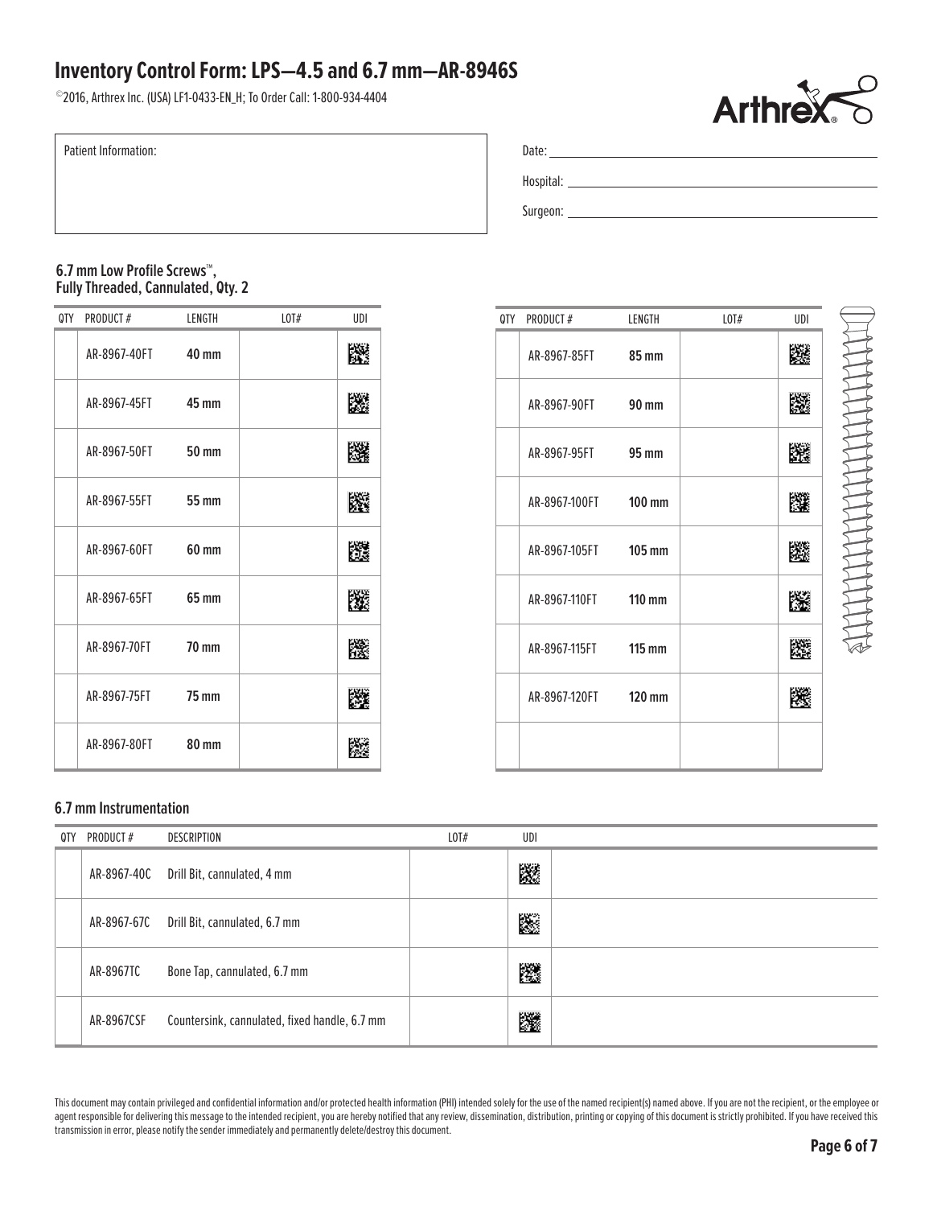# Inventory Control Form: LPS—4.5 and 6.7 mm—AR-8946S

©2016, Arthrex Inc. (USA) LF1-0433-EN_H; To Order Call: 1-800-934-4404

Patient Information:

Date: \_\_\_\_\_\_\_\_\_\_\_\_\_\_\_\_\_\_\_\_

Hospital: \_\_\_\_\_\_\_\_\_\_\_\_\_\_\_\_\_\_\_\_

Surgeon: \_\_\_\_\_\_\_\_\_\_\_\_\_\_\_\_\_\_\_\_

### 6.7 mm Low Profile Screws™, Fully Threaded, Cannulated, Qty. 2

| QTY | PRODUCT # | LENGTH | LOT# | UDI |
|---|---|---|---|---|
| | AR-8967-40FT | **40 mm** | | |
| | AR-8967-45FT | **45 mm** | | |
| | AR-8967-50FT | **50 mm** | | |
| | AR-8967-55FT | **55 mm** | | |
| | AR-8967-60FT | **60 mm** | | |
| | AR-8967-65FT | **65 mm** | | |
| | AR-8967-70FT | **70 mm** | | |
| | AR-8967-75FT | **75 mm** | | |
| | AR-8967-80FT | **80 mm** | | |
| | AR-8967-85FT | **85 mm** | | |
| | AR-8967-90FT | **90 mm** | | |
| | AR-8967-95FT | **95 mm** | | |
| | AR-8967-100FT | **100 mm** | | |
| | AR-8967-105FT | **105 mm** | | |
| | AR-8967-110FT | **110 mm** | | |
| | AR-8967-115FT | **115 mm** | | |
| | AR-8967-120FT | **120 mm** | | |

### 6.7 mm Instrumentation

| QTY | PRODUCT # | DESCRIPTION | LOT# | UDI |
|---|---|---|---|---|
| | AR-8967-40C | Drill Bit, cannulated, 4 mm | | |
| | AR-8967-67C | Drill Bit, cannulated, 6.7 mm | | |
| | AR-8967TC | Bone Tap, cannulated, 6.7 mm | | |
| | AR-8967CSF | Countersink, cannulated, fixed handle, 6.7 mm | | |

This document may contain privileged and confidential information and/or protected health information (PHI) intended solely for the use of the named recipient(s) named above. If you are not the recipient, or the employee or agent responsible for delivering this message to the intended recipient, you are hereby notified that any review, dissemination, distribution, printing or copying of this document is strictly prohibited. If you have received this transmission in error, please notify the sender immediately and permanently delete/destroy this document.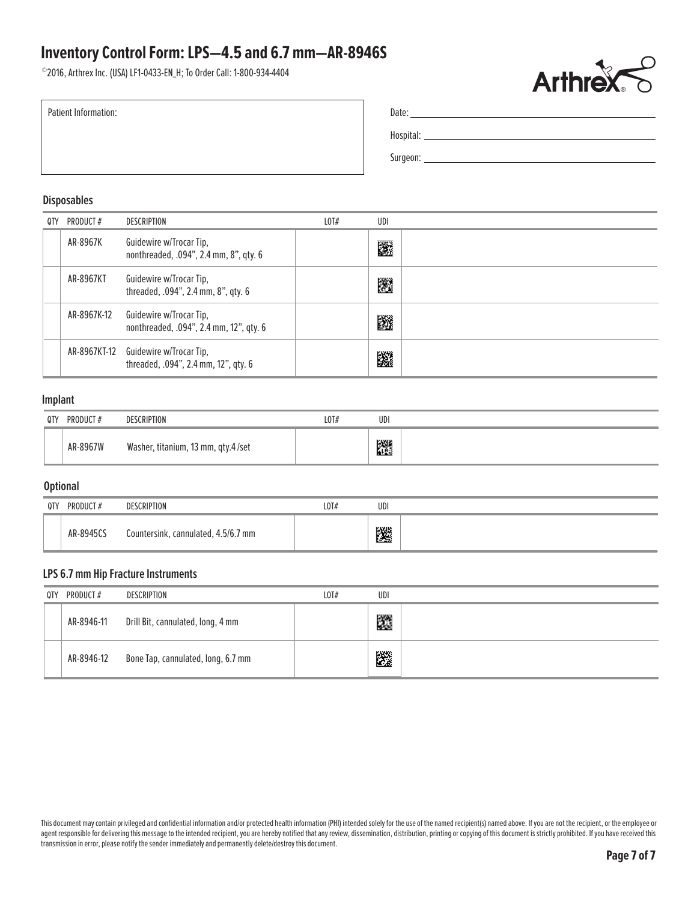# Inventory Control Form: LPS—4.5 and 6.7 mm—AR-8946S

©2016, Arthrex Inc. (USA) LF1-0433-EN_H; To Order Call: 1-800-934-4404

Patient Information:

Date: ______________________

Hospital: ______________________

Surgeon: ______________________

### Disposables

| QTY | PRODUCT # | DESCRIPTION | LOT# | UDI | |
|---|---|---|---|---|---|
| | AR-8967K | Guidewire w/Trocar Tip, nonthreaded, .094", 2.4 mm, 8", qty. 6 | | | |
| | AR-8967KT | Guidewire w/Trocar Tip, threaded, .094", 2.4 mm, 8", qty. 6 | | | |
| | AR-8967K-12 | Guidewire w/Trocar Tip, nonthreaded, .094", 2.4 mm, 12", qty. 6 | | | |
| | AR-8967KT-12 | Guidewire w/Trocar Tip, threaded, .094", 2.4 mm, 12", qty. 6 | | | |

### Implant

| QTY | PRODUCT # | DESCRIPTION | LOT# | UDI | |
|---|---|---|---|---|---|
| | AR-8967W | Washer, titanium, 13 mm, qty.4 /set | | | |

### Optional

| QTY | PRODUCT # | DESCRIPTION | LOT# | UDI | |
|---|---|---|---|---|---|
| | AR-8945CS | Countersink, cannulated, 4.5/6.7 mm | | | |

### LPS 6.7 mm Hip Fracture Instruments

| QTY | PRODUCT # | DESCRIPTION | LOT# | UDI | |
|---|---|---|---|---|---|
| | AR-8946-11 | Drill Bit, cannulated, long, 4 mm | | | |
| | AR-8946-12 | Bone Tap, cannulated, long, 6.7 mm | | | |

This document may contain privileged and confidential information and/or protected health information (PHI) intended solely for the use of the named recipient(s) named above. If you are not the recipient, or the employee or agent responsible for delivering this message to the intended recipient, you are hereby notified that any review, dissemination, distribution, printing or copying of this document is strictly prohibited. If you have received this transmission in error, please notify the sender immediately and permanently delete/destroy this document.